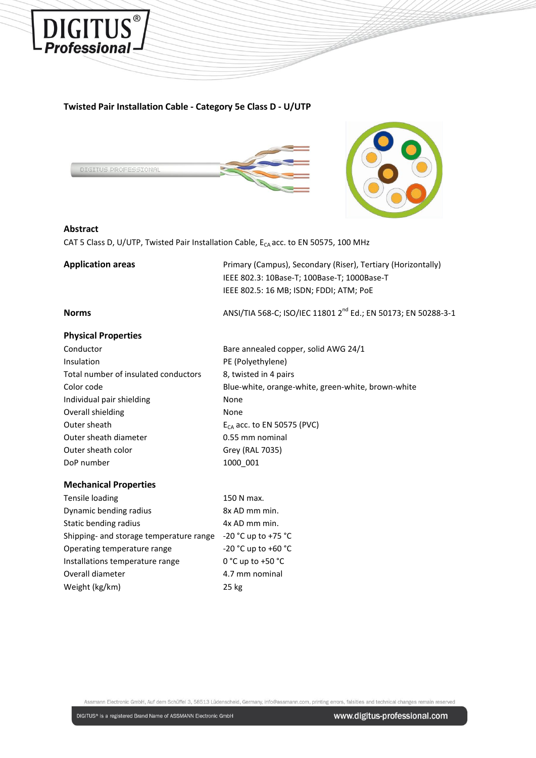DIGITUS® Professional

## Twisted Pair Installation Cable - Category 5e Class D - U/UTP

### Abstract

CAT 5 Class D, U/UTP, Twisted Pair Installation Cable, $E_{CA}$ acc. to EN 50575, 100 MHz

| | |
|---|---|
| **Application areas** | Primary (Campus), Secondary (Riser), Tertiary (Horizontally)<br>IEEE 802.3: 10Base-T; 100Base-T; 1000Base-T<br>IEEE 802.5: 16 MB; ISDN; FDDI; ATM; PoE |
| **Norms** | ANSI/TIA 568-C; ISO/IEC 11801 2nd Ed.; EN 50173; EN 50288-3-1 |

### Physical Properties

| | |
|---|---|
| Conductor | Bare annealed copper, solid AWG 24/1 |
| Insulation | PE (Polyethylene) |
| Total number of insulated conductors | 8, twisted in 4 pairs |
| Color code | Blue-white, orange-white, green-white, brown-white |
| Individual pair shielding | None |
| Overall shielding | None |
| Outer sheath | $E_{CA}$ acc. to EN 50575 (PVC) |
| Outer sheath diameter | 0.55 mm nominal |
| Outer sheath color | Grey (RAL 7035) |
| DoP number | 1000_001 |

### Mechanical Properties

| | |
|---|---|
| Tensile loading | 150 N max. |
| Dynamic bending radius | 8x AD mm min. |
| Static bending radius | 4x AD mm min. |
| Shipping- and storage temperature range | -20 °C up to +75 °C |
| Operating temperature range | -20 °C up to +60 °C |
| Installations temperature range | 0 °C up to +50 °C |
| Overall diameter | 4.7 mm nominal |
| Weight (kg/km) | 25 kg |

Assmann Electronic GmbH, Auf dem Schüffel 3, 58513 Lüdenscheid, Germany, info@assmann.com, printing errors, falsities and technical changes remain reserved

DIGITUS® is a registered Brand Name of ASSMANN Electronic GmbH www.digitus-professional.com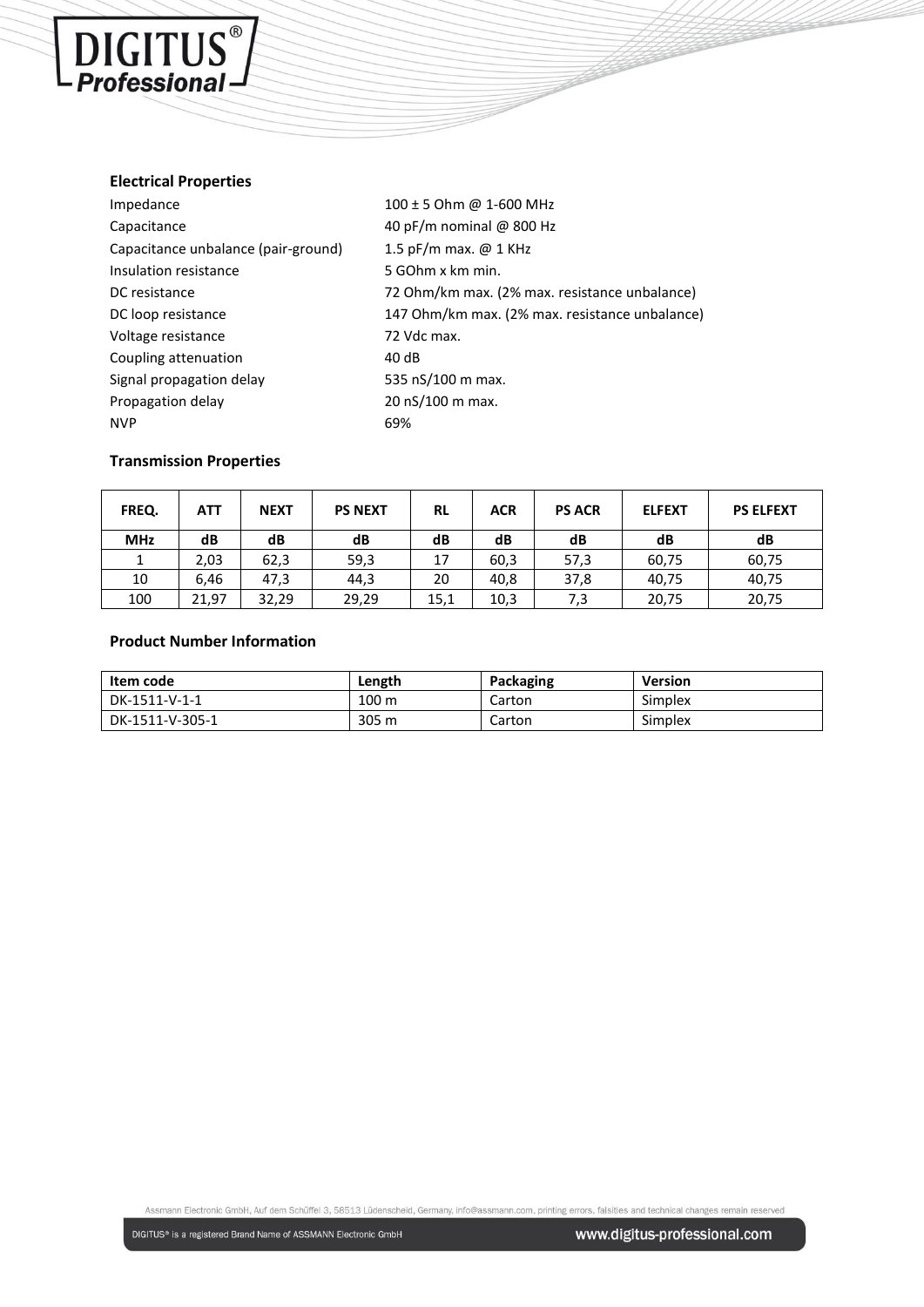## Electrical Properties

| | |
|---|---|
| Impedance | 100 ± 5 Ohm @ 1-600 MHz |
| Capacitance | 40 pF/m nominal @ 800 Hz |
| Capacitance unbalance (pair-ground) | 1.5 pF/m max. @ 1 KHz |
| Insulation resistance | 5 GOhm x km min. |
| DC resistance | 72 Ohm/km max. (2% max. resistance unbalance) |
| DC loop resistance | 147 Ohm/km max. (2% max. resistance unbalance) |
| Voltage resistance | 72 Vdc max. |
| Coupling attenuation | 40 dB |
| Signal propagation delay | 535 nS/100 m max. |
| Propagation delay | 20 nS/100 m max. |
| NVP | 69% |

## Transmission Properties

| FREQ. | ATT | NEXT | PS NEXT | RL | ACR | PS ACR | ELFEXT | PS ELFEXT |
|---|---|---|---|---|---|---|---|---|
| MHz | dB | dB | dB | dB | dB | dB | dB | dB |
| 1 | 2,03 | 62,3 | 59,3 | 17 | 60,3 | 57,3 | 60,75 | 60,75 |
| 10 | 6,46 | 47,3 | 44,3 | 20 | 40,8 | 37,8 | 40,75 | 40,75 |
| 100 | 21,97 | 32,29 | 29,29 | 15,1 | 10,3 | 7,3 | 20,75 | 20,75 |

## Product Number Information

| Item code | Length | Packaging | Version |
|---|---|---|---|
| DK-1511-V-1-1 | 100 m | Carton | Simplex |
| DK-1511-V-305-1 | 305 m | Carton | Simplex |